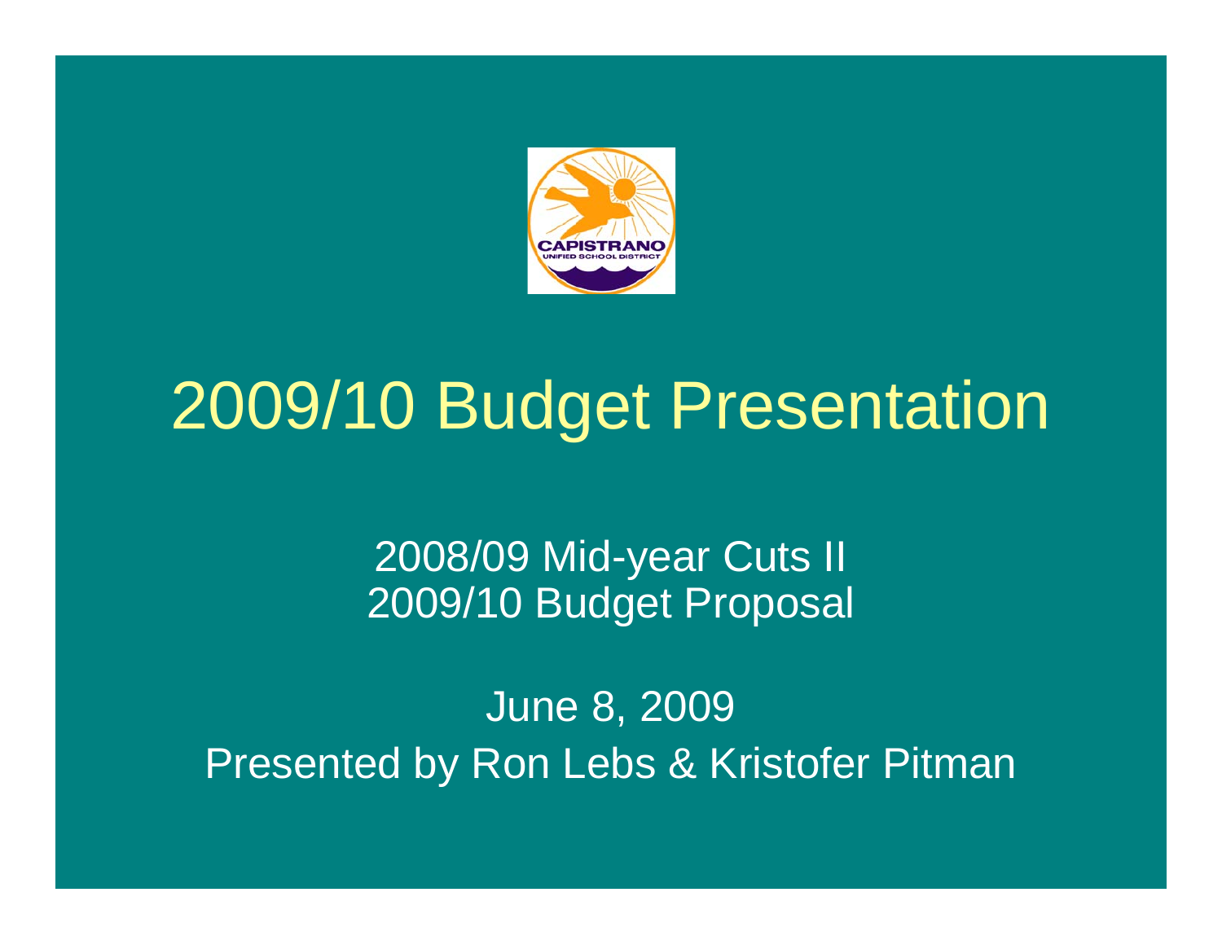# 2009/10 Budget Presentation

2008/09 Mid-year Cuts II
2009/10 Budget Proposal

June 8, 2009
Presented by Ron Lebs & Kristofer Pitman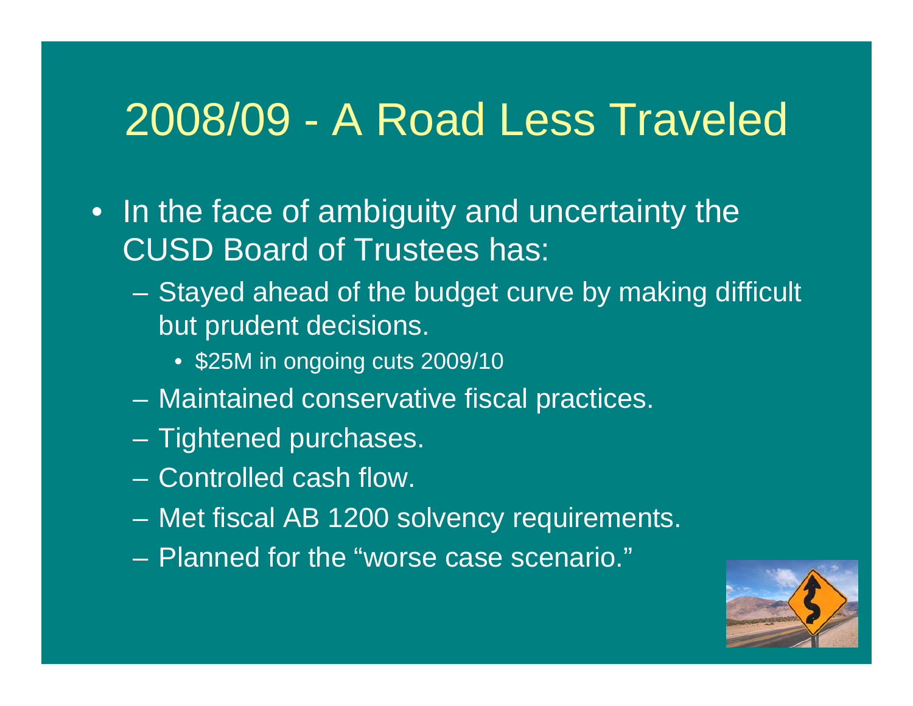# 2008/09 - A Road Less Traveled

- In the face of ambiguity and uncertainty the CUSD Board of Trustees has:
  - Stayed ahead of the budget curve by making difficult but prudent decisions.
    - $25M in ongoing cuts 2009/10
  - Maintained conservative fiscal practices.
  - Tightened purchases.
  - Controlled cash flow.
  - Met fiscal AB 1200 solvency requirements.
  - Planned for the "worse case scenario."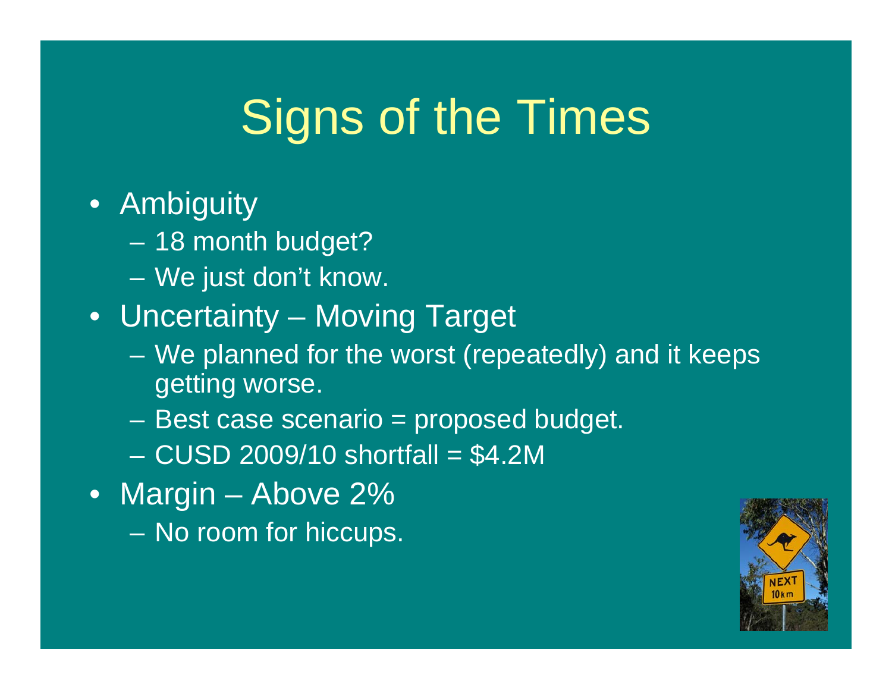# Signs of the Times

- Ambiguity
  - 18 month budget?
  - We just don't know.
- Uncertainty – Moving Target
  - We planned for the worst (repeatedly) and it keeps getting worse.
  - Best case scenario = proposed budget.
  - CUSD 2009/10 shortfall = $4.2M
- Margin – Above 2%
  - No room for hiccups.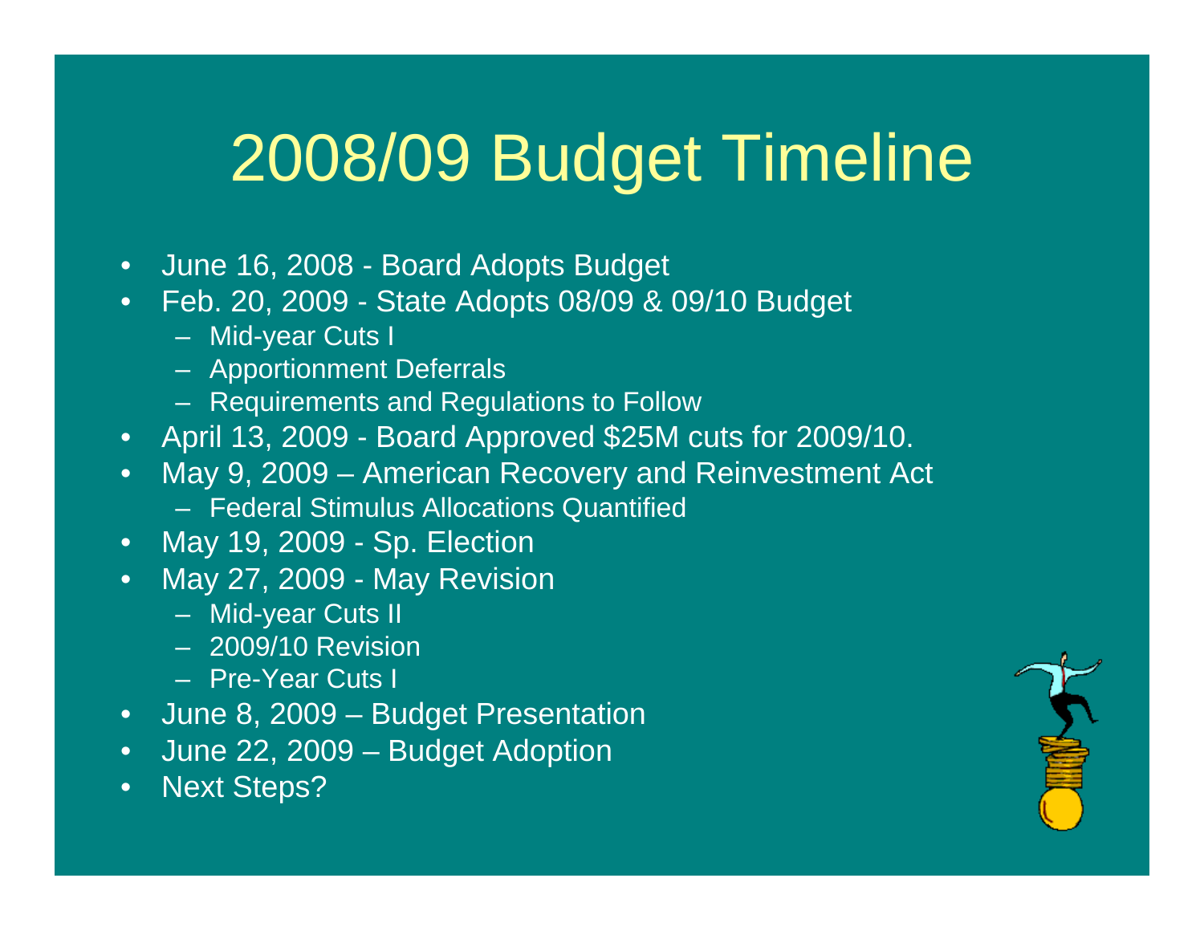# 2008/09 Budget Timeline

- June 16, 2008 - Board Adopts Budget
- Feb. 20, 2009 - State Adopts 08/09 & 09/10 Budget
  - Mid-year Cuts I
  - Apportionment Deferrals
  - Requirements and Regulations to Follow
- April 13, 2009 - Board Approved $25M cuts for 2009/10.
- May 9, 2009 – American Recovery and Reinvestment Act
  - Federal Stimulus Allocations Quantified
- May 19, 2009 - Sp. Election
- May 27, 2009 - May Revision
  - Mid-year Cuts II
  - 2009/10 Revision
  - Pre-Year Cuts I
- June 8, 2009 – Budget Presentation
- June 22, 2009 – Budget Adoption
- Next Steps?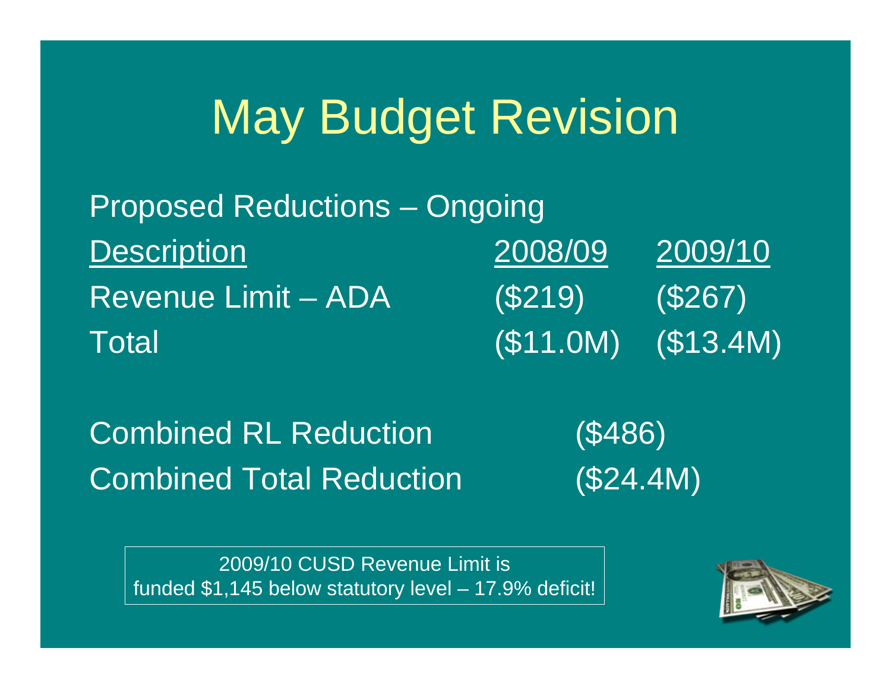# May Budget Revision

Proposed Reductions – Ongoing

| Description | 2008/09 | 2009/10 |
|---|---|---|
| Revenue Limit – ADA | ($219) | ($267) |
| Total | ($11.0M) | ($13.4M) |

| | |
|---|---|
| Combined RL Reduction | ($486) |
| Combined Total Reduction | ($24.4M) |

2009/10 CUSD Revenue Limit is funded $1,145 below statutory level – 17.9% deficit!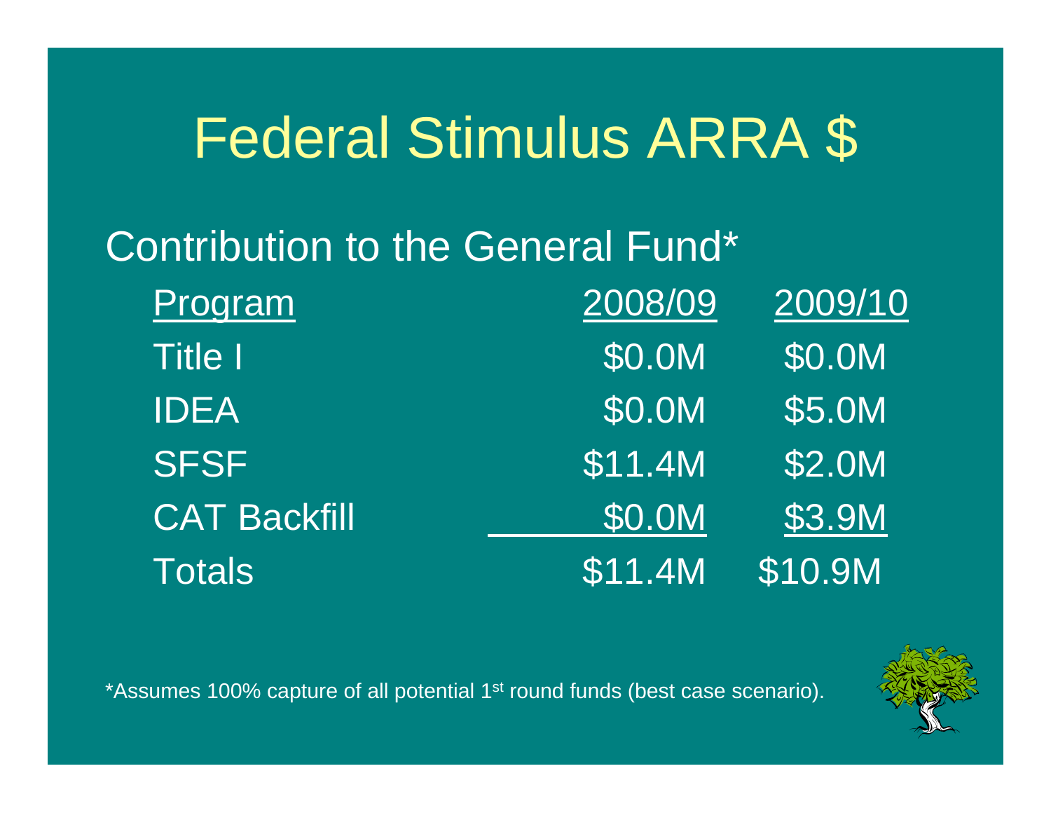# Federal Stimulus ARRA $

## Contribution to the General Fund*

| Program | 2008/09 | 2009/10 |
|---|---|---|
| Title I | $0.0M | $0.0M |
| IDEA | $0.0M | $5.0M |
| SFSF | $11.4M | $2.0M |
| CAT Backfill | $0.0M | $3.9M |
| Totals | $11.4M | $10.9M |

*Assumes 100% capture of all potential 1st round funds (best case scenario).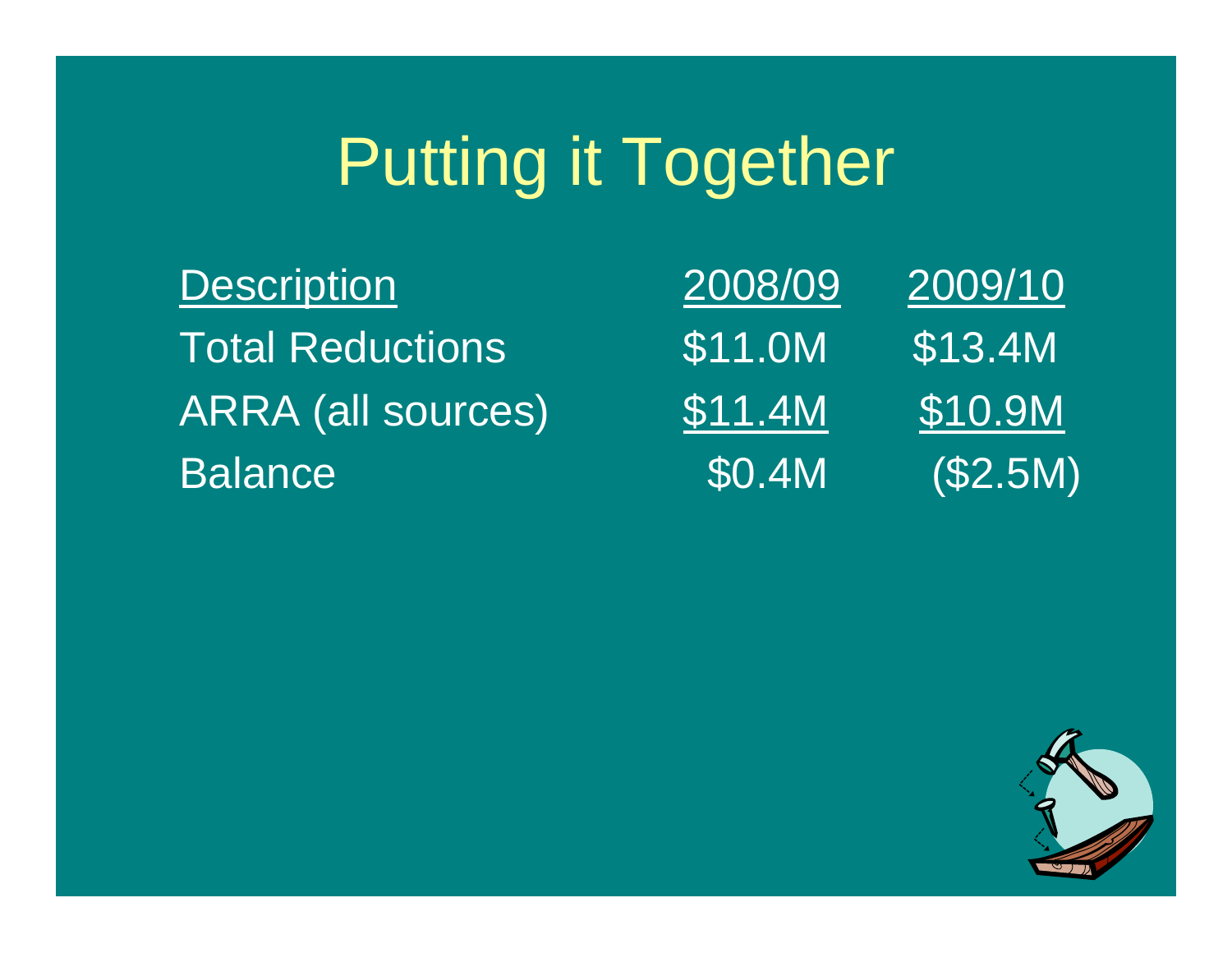# Putting it Together

| Description | 2008/09 | 2009/10 |
|---|---|---|
| Total Reductions | $11.0M | $13.4M |
| ARRA (all sources) | $11.4M | $10.9M |
| Balance | $0.4M | ($2.5M) |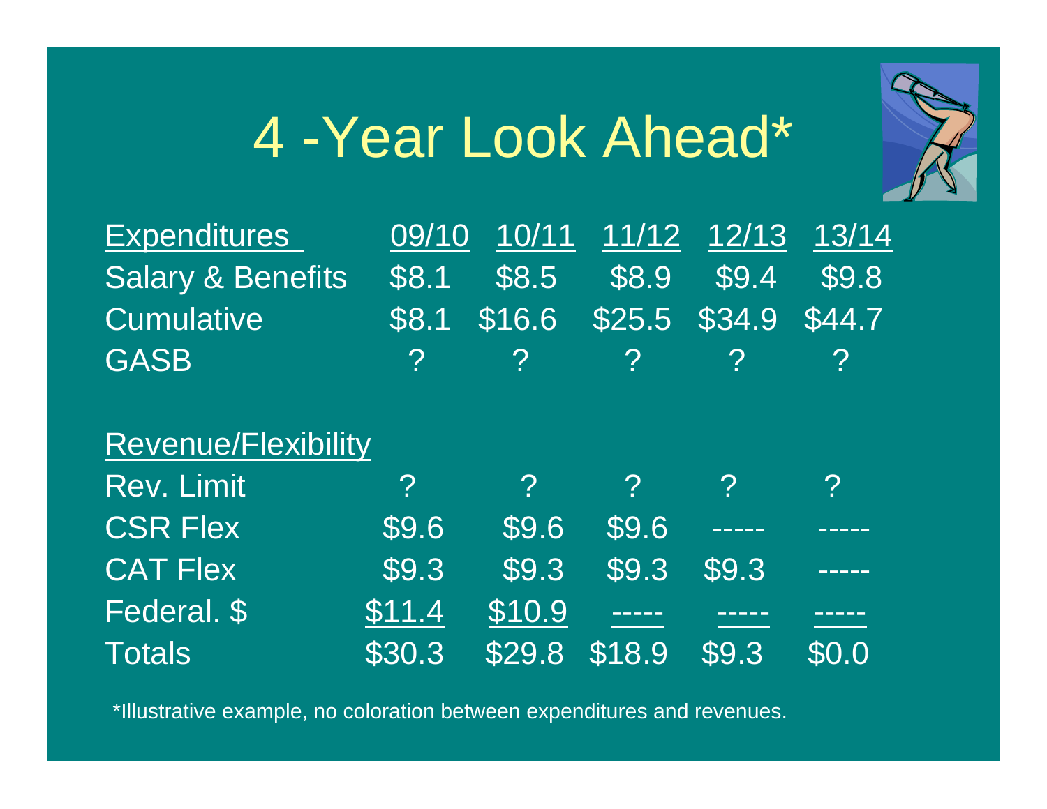# 4 -Year Look Ahead*

| Expenditures | 09/10 | 10/11 | 11/12 | 12/13 | 13/14 |
|---|---|---|---|---|---|
| Salary & Benefits | $8.1 | $8.5 | $8.9 | $9.4 | $9.8 |
| Cumulative | $8.1 | $16.6 | $25.5 | $34.9 | $44.7 |
| GASB | ? | ? | ? | ? | ? |

| Revenue/Flexibility | | | | | |
|---|---|---|---|---|---|
| Rev. Limit | ? | ? | ? | ? | ? |
| CSR Flex | $9.6 | $9.6 | $9.6 | ----- | ----- |
| CAT Flex | $9.3 | $9.3 | $9.3 | $9.3 | ----- |
| Federal. $ | $11.4 | $10.9 | ----- | ----- | ----- |
| Totals | $30.3 | $29.8 | $18.9 | $9.3 | $0.0 |

*Illustrative example, no coloration between expenditures and revenues.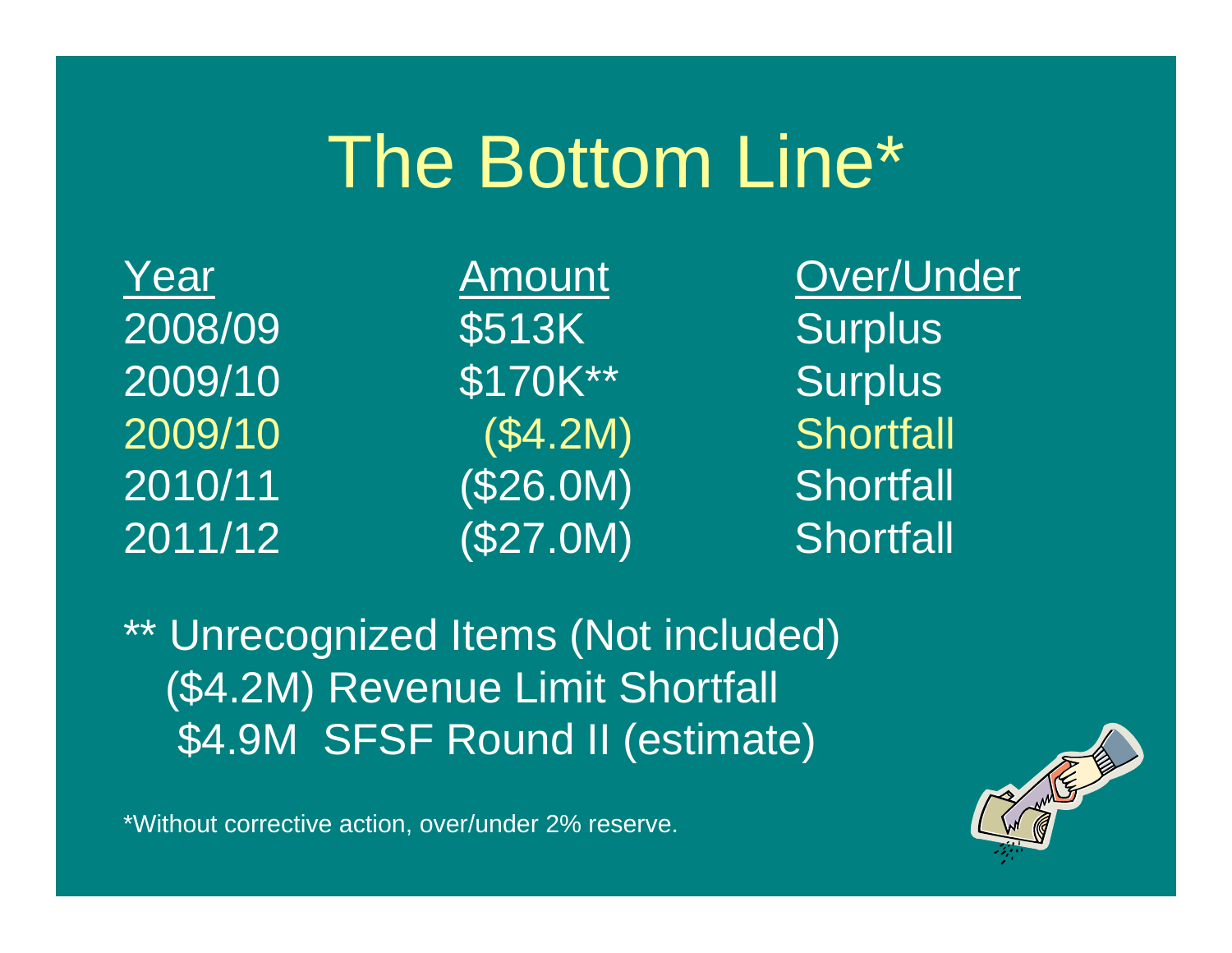# The Bottom Line*

| Year | Amount | Over/Under |
|---|---|---|
| 2008/09 | $513K | Surplus |
| 2009/10 | $170K** | Surplus |
| 2009/10 | ($4.2M) | Shortfall |
| 2010/11 | ($26.0M) | Shortfall |
| 2011/12 | ($27.0M) | Shortfall |

** Unrecognized Items (Not included)
 ($4.2M) Revenue Limit Shortfall
 $4.9M SFSF Round II (estimate)

*Without corrective action, over/under 2% reserve.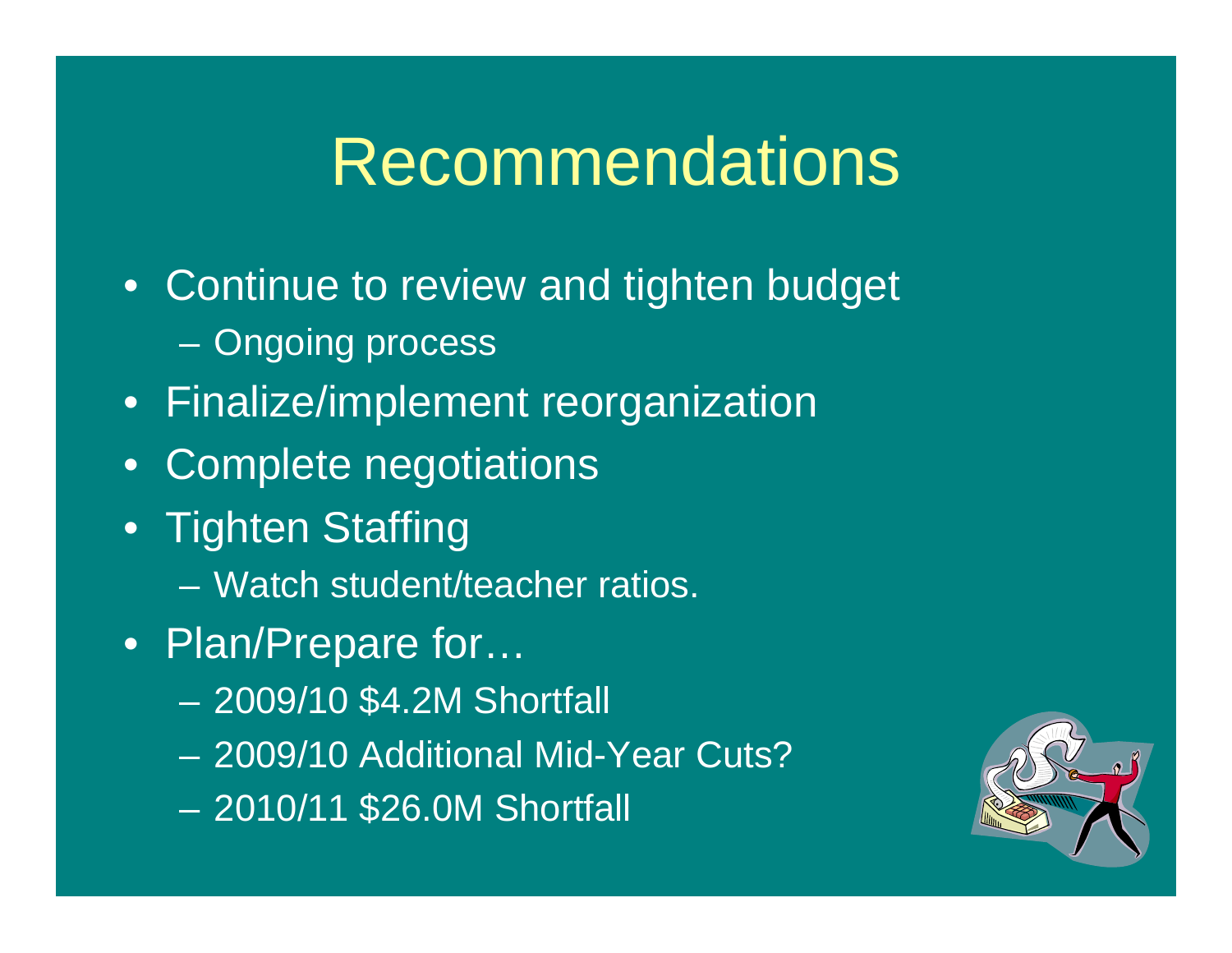# Recommendations

- Continue to review and tighten budget
  - Ongoing process
- Finalize/implement reorganization
- Complete negotiations
- Tighten Staffing
  - Watch student/teacher ratios.
- Plan/Prepare for…
  - 2009/10 $4.2M Shortfall
  - 2009/10 Additional Mid-Year Cuts?
  - 2010/11 $26.0M Shortfall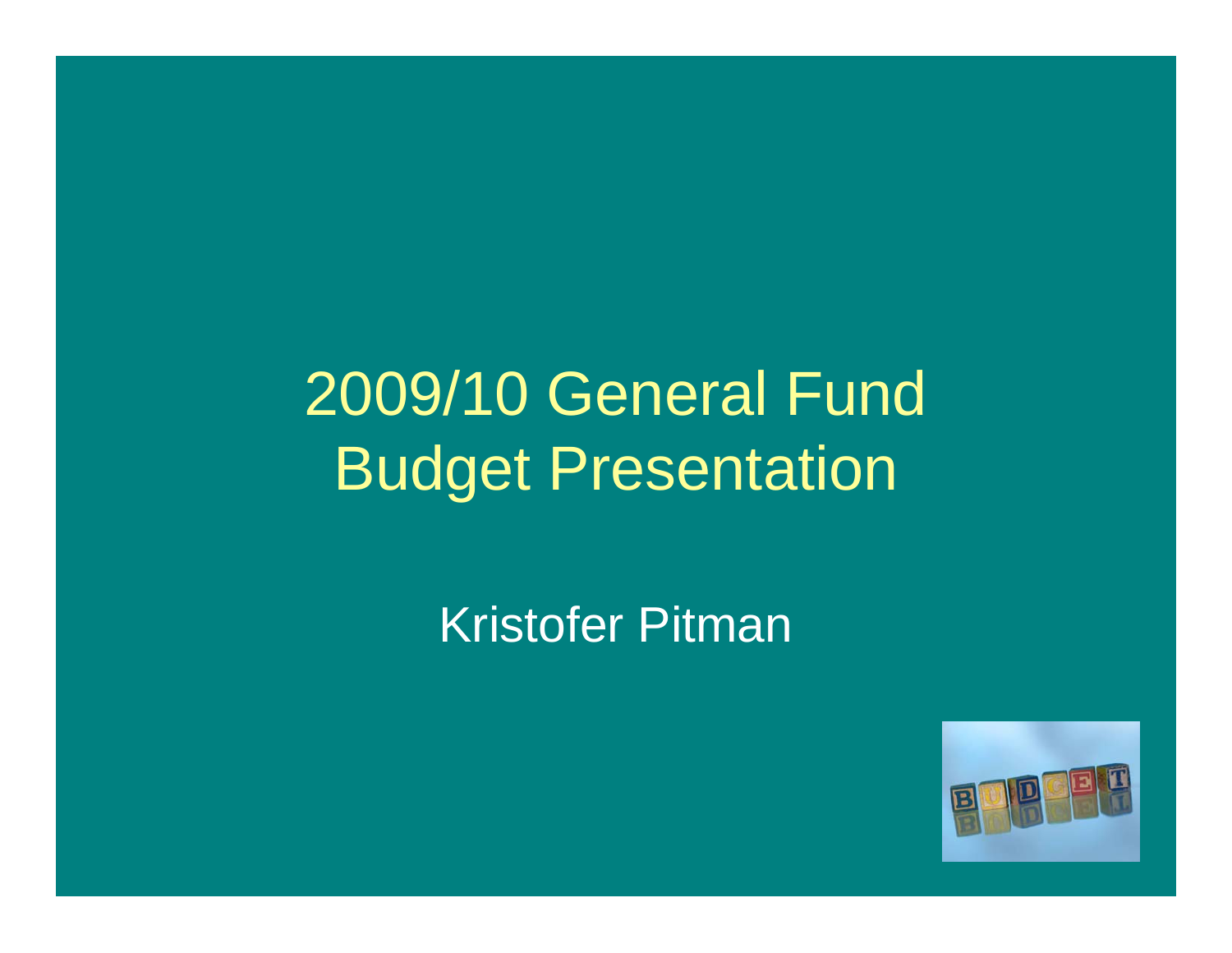# 2009/10 General Fund Budget Presentation

Kristofer Pitman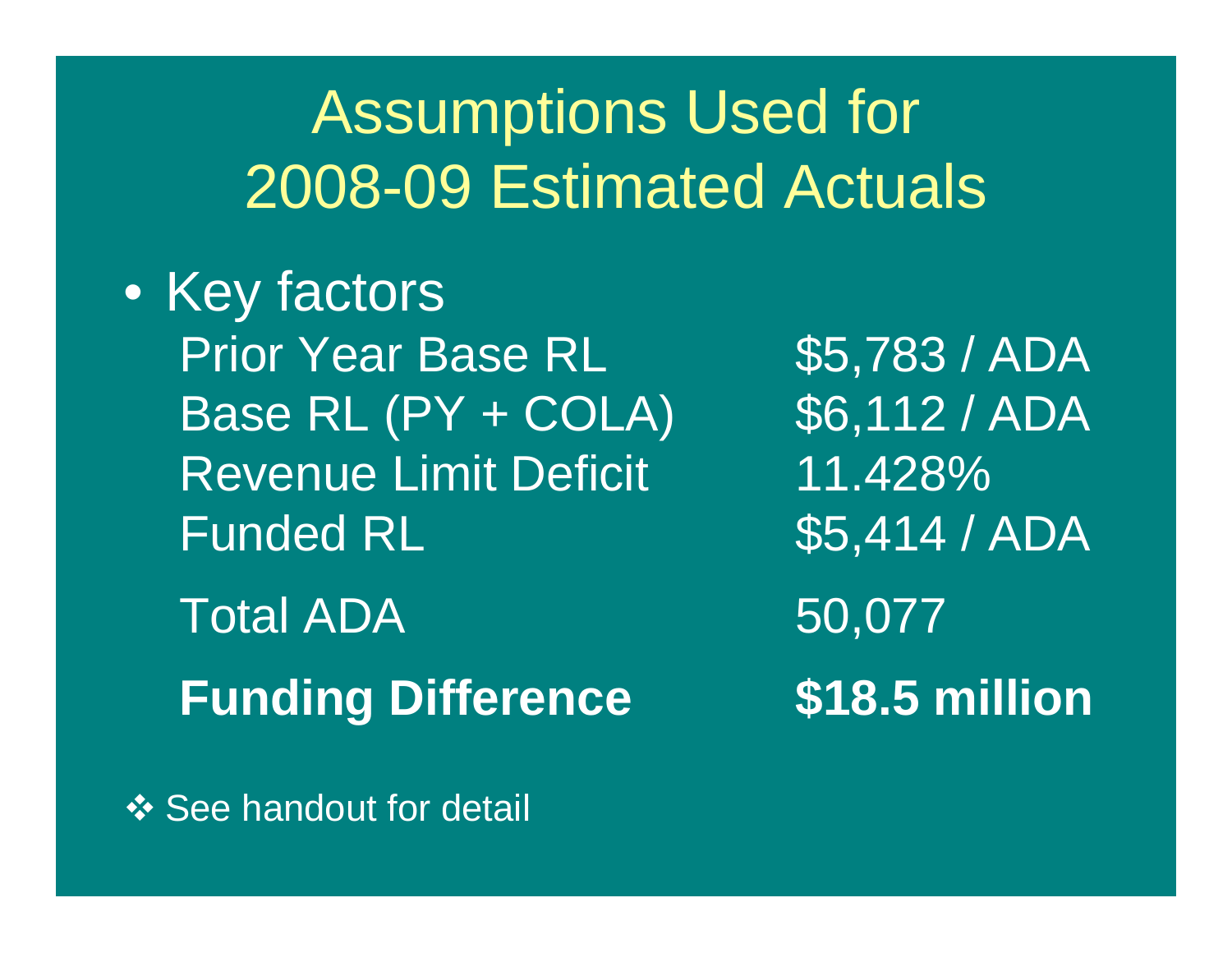# Assumptions Used for 2008-09 Estimated Actuals

- Key factors

| | |
|---|---|
| Prior Year Base RL | $5,783 / ADA |
| Base RL (PY + COLA) | $6,112 / ADA |
| Revenue Limit Deficit | 11.428% |
| Funded RL | $5,414 / ADA |
| Total ADA | 50,077 |
| **Funding Difference** | **$18.5 million** |

❖ See handout for detail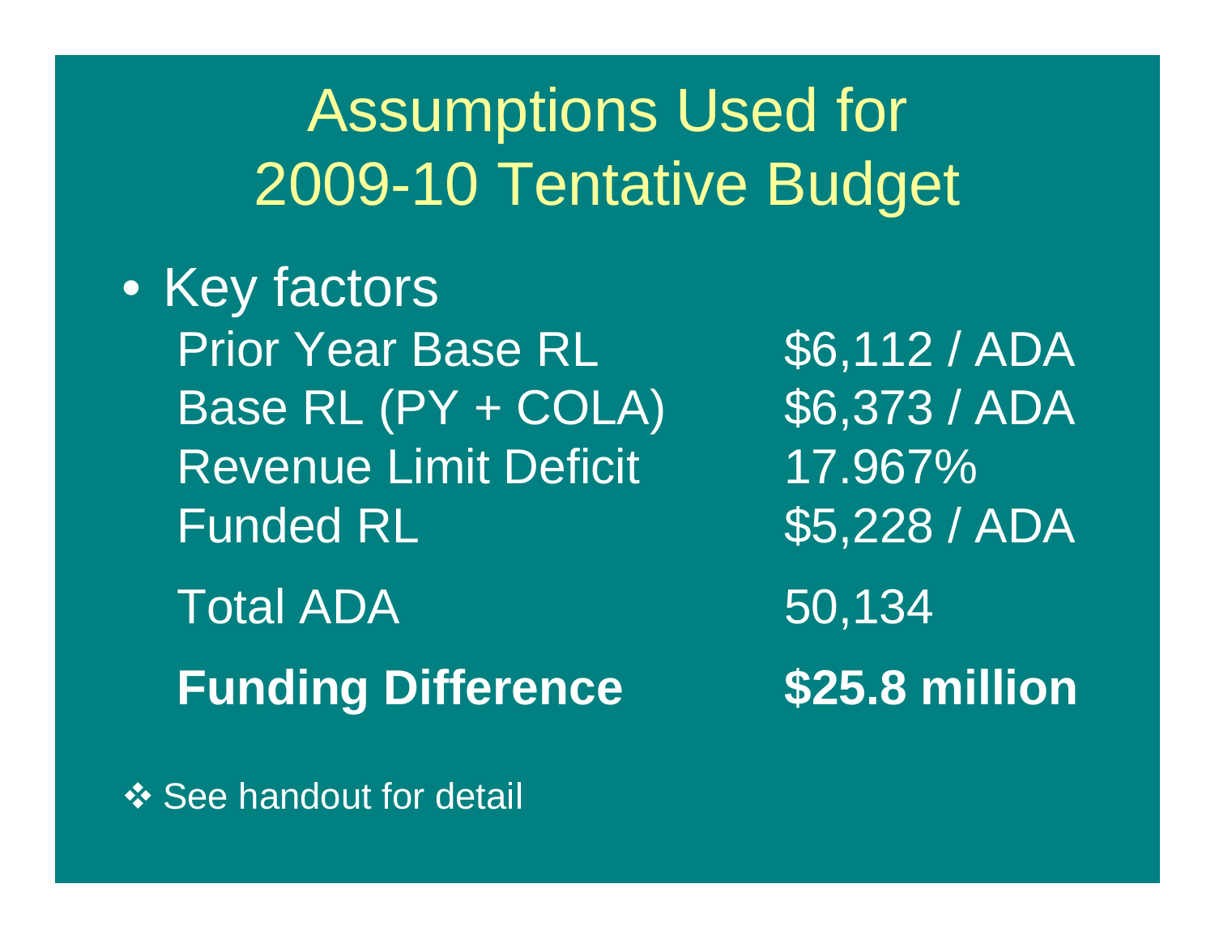# Assumptions Used for 2009-10 Tentative Budget

- Key factors

| | |
|---|---|
| Prior Year Base RL | $6,112 / ADA |
| Base RL (PY + COLA) | $6,373 / ADA |
| Revenue Limit Deficit | 17.967% |
| Funded RL | $5,228 / ADA |
| Total ADA | 50,134 |
| **Funding Difference** | **$25.8 million** |

❖ See handout for detail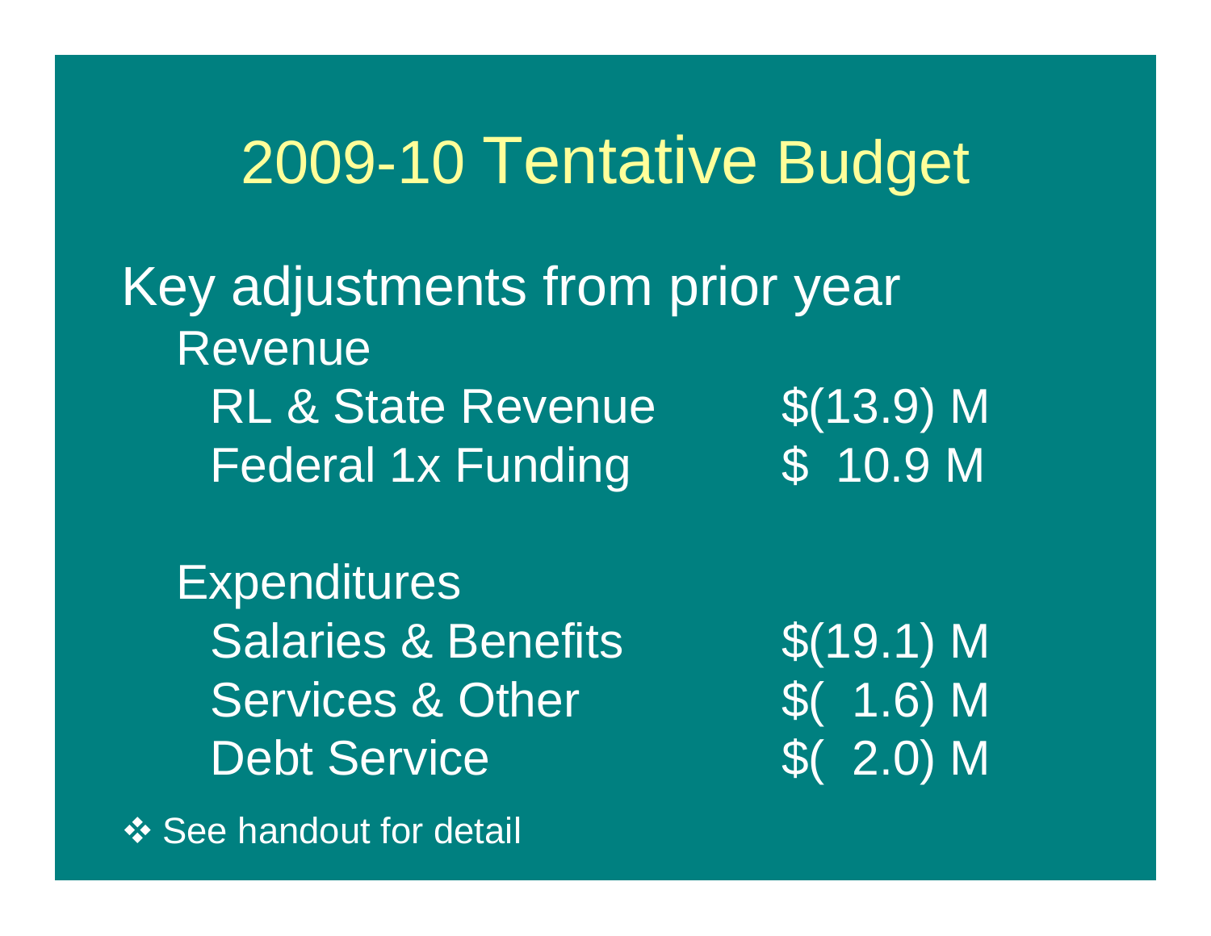# 2009-10 Tentative Budget

## Key adjustments from prior year

**Revenue**

| | |
|---|---|
| RL & State Revenue | $(13.9) M |
| Federal 1x Funding | $ 10.9 M |

**Expenditures**

| | |
|---|---|
| Salaries & Benefits | $(19.1) M |
| Services & Other | $( 1.6) M |
| Debt Service | $( 2.0) M |

❖ See handout for detail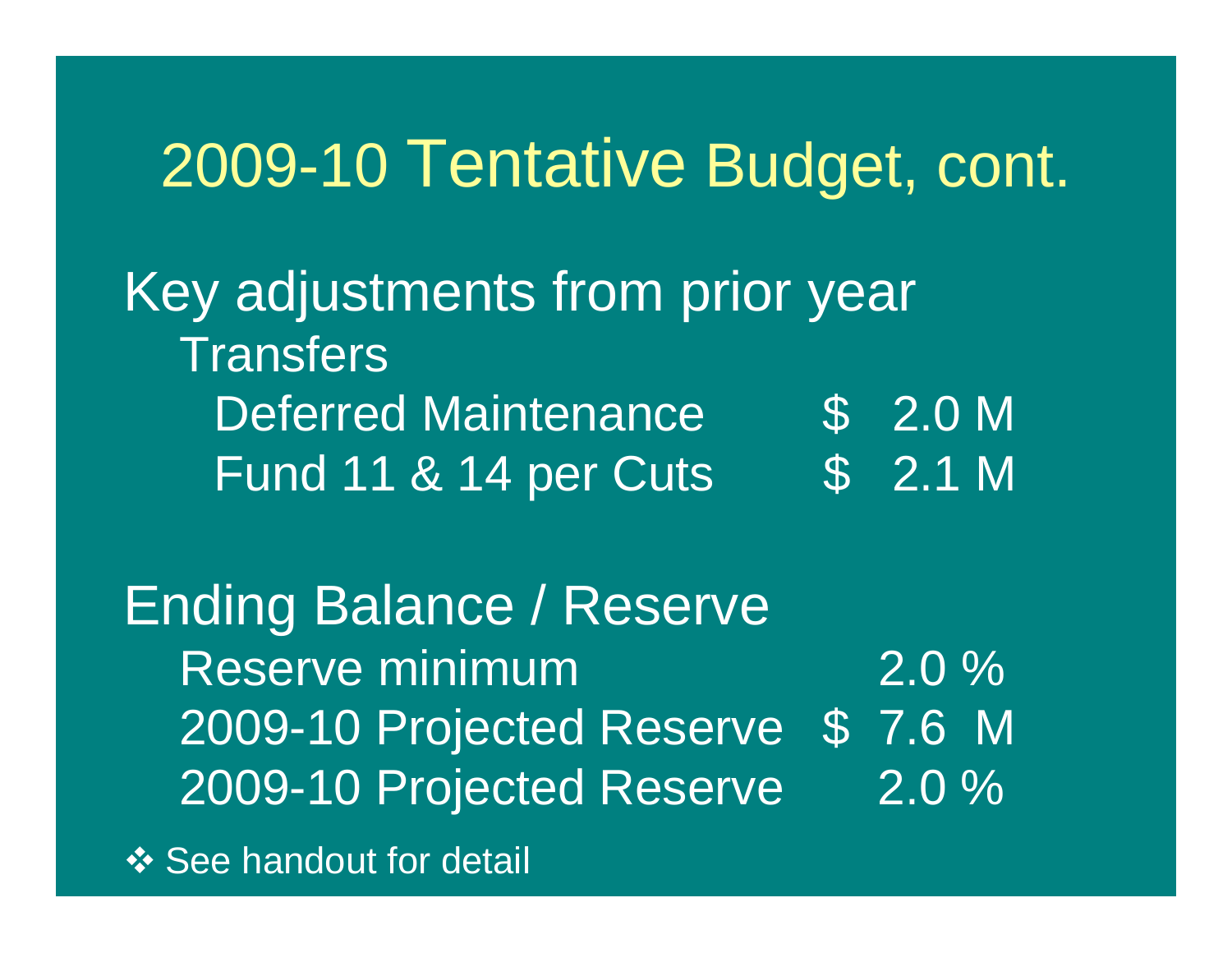# 2009-10 Tentative Budget, cont.

## Key adjustments from prior year

Transfers

| | |
|---|---|
| Deferred Maintenance | $ 2.0 M |
| Fund 11 & 14 per Cuts | $ 2.1 M |

## Ending Balance / Reserve

| | |
|---|---|
| Reserve minimum | 2.0 % |
| 2009-10 Projected Reserve | $ 7.6 M |
| 2009-10 Projected Reserve | 2.0 % |

❖ See handout for detail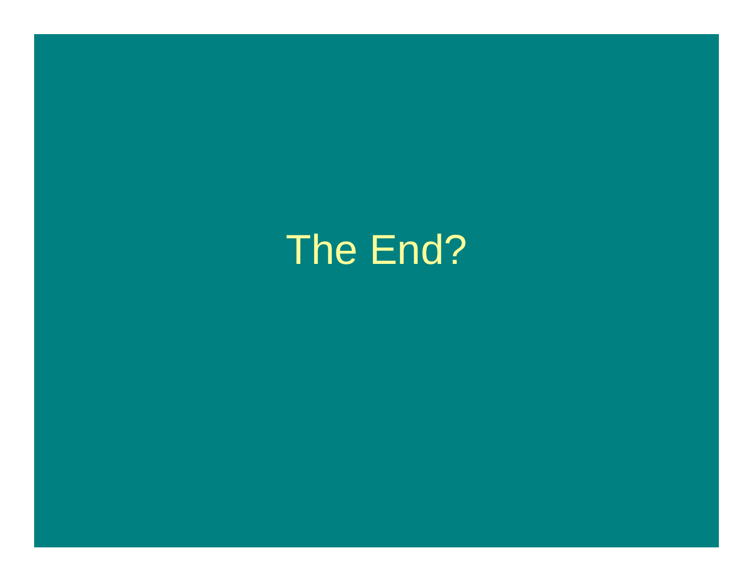The End?